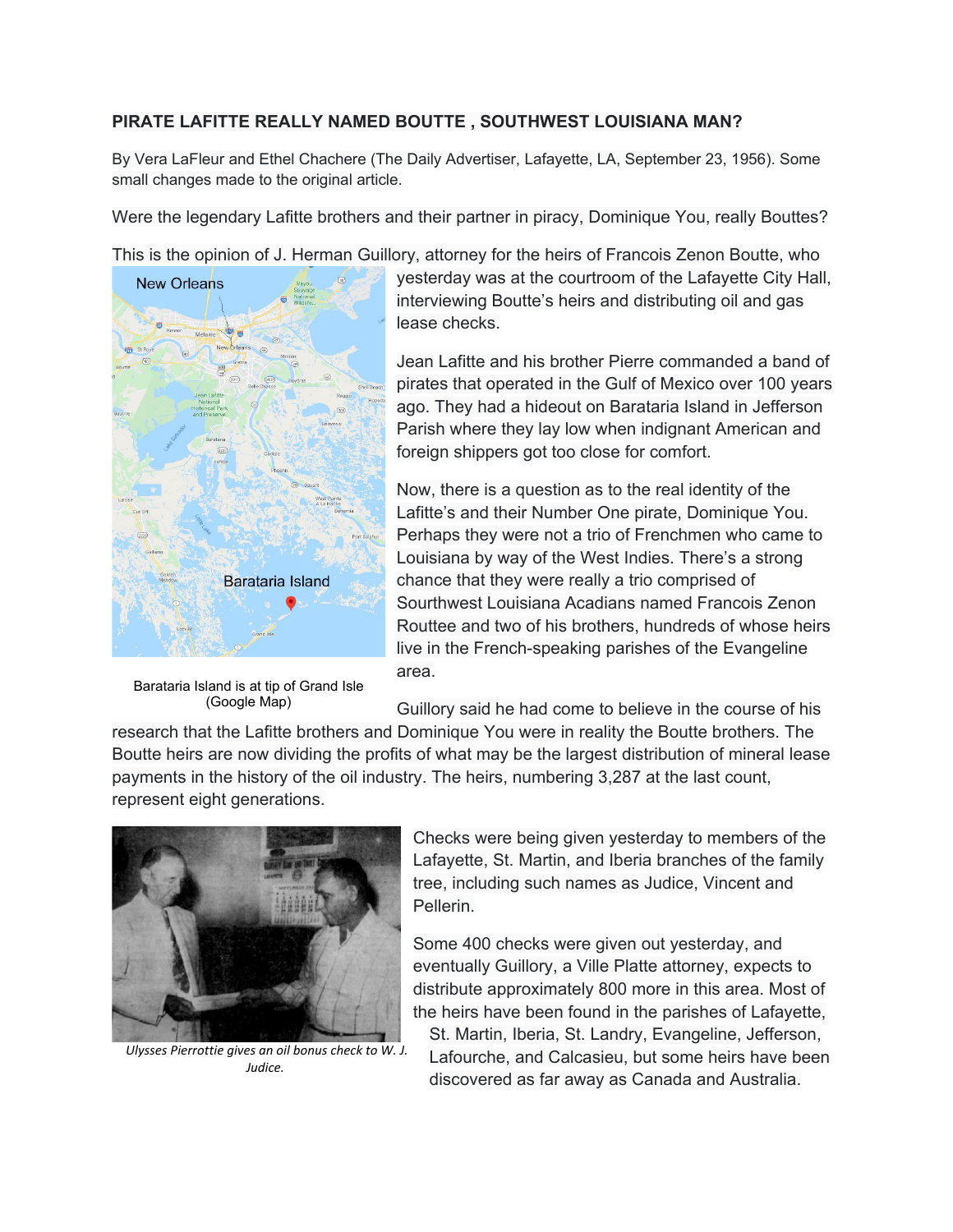**PIRATE LAFITTE REALLY NAMED BOUTTE , SOUTHWEST LOUISIANA MAN?**

By Vera LaFleur and Ethel Chachere (The Daily Advertiser, Lafayette, LA, September 23, 1956). Some small changes made to the original article.

Were the legendary Lafitte brothers and their partner in piracy, Dominique You, really บouttes?

This is the opinion of J. Herman Guillory, attorney for the heirs of Francois Zenon Boutte, who yesterday was at the courtroom of the Lafayette City Hall, interviewing Boutte's heirs and distributing oil and gas lease checks.

Barataria Island is at tip of Grand Isle (Google Map)

Jean Lafitte and his brother Pierre commanded a band of pirates that operated in the Gulf of Mexico over 100 years ago. They had a hideout on Barataria Island in Jefferson Parish where they lay low when indignant American and foreign shippers got too close for comfort.

Now, there is a question as to the real identity of the Lafitte's and their Number One pirate, Dominique You. Perhaps they were not a trio of Frenchmen who came to Louisiana by way of the West Indies. There's a strong chance that they were really a trio comprised of Southwest Louisiana Acadians named Francois Zenon Routtee and two of his brothers, hundreds of whose heirs live in the French-speaking parishes of the Evangeline area.

Guillory said he had come to believe in the course of his research that the Lafitte brothers and Dominique You were in reality the Boutte brothers. The Boutte heirs are now dividing the profits of what may be the largest distribution of mineral lease payments in the history of the oil industry. The heirs, numbering 3,287 at the last count, represent eight generations.

*Ulysses Pierrottie gives an oil bonus check to W. J. Judice.*

Checks were being given yesterday to members of the Lafayette, St. Martin, and Iberia branches of the family tree, including such names as Judice, Vincent and Pellerin.

Some 400 checks were given out yesterday, and eventually Guillory, a Ville Platte attorney, expects to distribute approximately 800 more in this area. Most of the heirs have been found in the parishes of Lafayette, St. Martin, Iberia, St. Landry, Evangeline, Jefferson, Lafourche, and Calcasieu, but some heirs have been discovered as far away as Canada and Australia.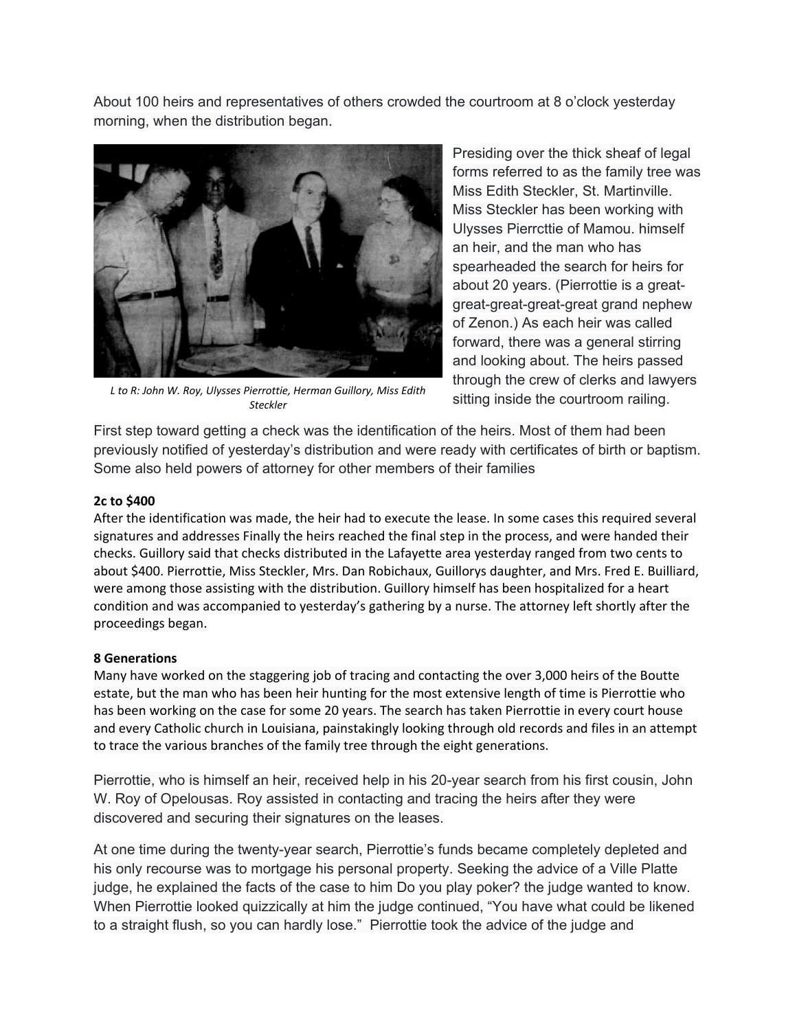About 100 heirs and representatives of others crowded the courtroom at 8 o'clock yesterday morning, when the distribution began.

*L to R: John W. Roy, Ulysses Pierrottie, Herman Guillory, Miss Edith Steckler*

Presiding over the thick sheaf of legal forms referred to as the family tree was Miss Edith Steckler, St. Martinville. Miss Steckler has been working with Ulysses Pierrcttie of Mamou. himself an heir, and the man who has spearheaded the search for heirs for about 20 years. (Pierrottie is a great-great-great-great-great grand nephew of Zenon.) As each heir was called forward, there was a general stirring and looking about. The heirs passed through the crew of clerks and lawyers sitting inside the courtroom railing.

First step toward getting a check was the identification of the heirs. Most of them had been previously notified of yesterday's distribution and were ready with certificates of birth or baptism. Some also held powers of attorney for other members of their families

**2c to $400**

After the identification was made, the heir had to execute the lease. In some cases this required several signatures and addresses Finally the heirs reached the final step in the process, and were handed their checks. Guillory said that checks distributed in the Lafayette area yesterday ranged from two cents to about $400. Pierrottie, Miss Steckler, Mrs. Dan Robichaux, Guillorys daughter, and Mrs. Fred E. Builliard, were among those assisting with the distribution. Guillory himself has been hospitalized for a heart condition and was accompanied to yesterday's gathering by a nurse. The attorney left shortly after the proceedings began.

**8 Generations**

Many have worked on the staggering job of tracing and contacting the over 3,000 heirs of the Boutte estate, but the man who has been heir hunting for the most extensive length of time is Pierrottie who has been working on the case for some 20 years. The search has taken Pierrottie in every court house and every Catholic church in Louisiana, painstakingly looking through old records and files in an attempt to trace the various branches of the family tree through the eight generations.

Pierrottie, who is himself an heir, received help in his 20-year search from his first cousin, John W. Roy of Opelousas. Roy assisted in contacting and tracing the heirs after they were discovered and securing their signatures on the leases.

At one time during the twenty-year search, Pierrottie's funds became completely depleted and his only recourse was to mortgage his personal property. Seeking the advice of a Ville Platte judge, he explained the facts of the case to him Do you play poker? the judge wanted to know. When Pierrottie looked quizzically at him the judge continued, "You have what could be likened to a straight flush, so you can hardly lose." Pierrottie took the advice of the judge and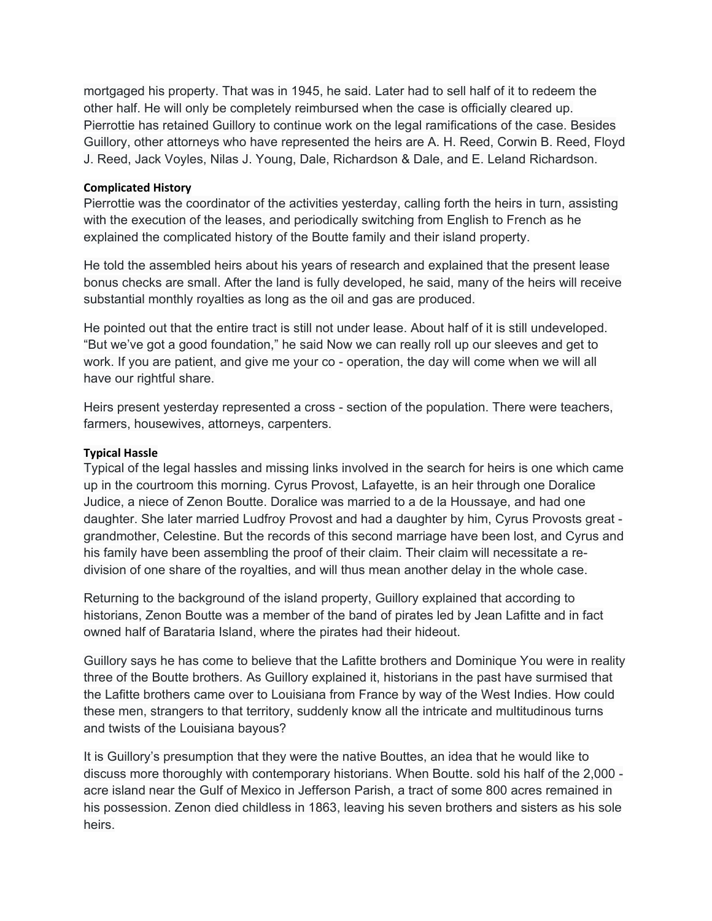mortgaged his property. That was in 1945, he said. Later had to sell half of it to redeem the other half. He will only be completely reimbursed when the case is officially cleared up. Pierrottie has retained Guillory to continue work on the legal ramifications of the case. Besides Guillory, other attorneys who have represented the heirs are A. H. Reed, Corwin B. Reed, Floyd J. Reed, Jack Voyles, Nilas J. Young, Dale, Richardson & Dale, and E. Leland Richardson.

**Complicated History**

Pierrottie was the coordinator of the activities yesterday, calling forth the heirs in turn, assisting with the execution of the leases, and periodically switching from English to French as he explained the complicated history of the Boutte family and their island property.

He told the assembled heirs about his years of research and explained that the present lease bonus checks are small. After the land is fully developed, he said, many of the heirs will receive substantial monthly royalties as long as the oil and gas are produced.

He pointed out that the entire tract is still not under lease. About half of it is still undeveloped. "But we've got a good foundation," he said Now we can really roll up our sleeves and get to work. If you are patient, and give me your co - operation, the day will come when we will all have our rightful share.

Heirs present yesterday represented a cross - section of the population. There were teachers, farmers, housewives, attorneys, carpenters.

**Typical Hassle**

Typical of the legal hassles and missing links involved in the search for heirs is one which came up in the courtroom this morning. Cyrus Provost, Lafayette, is an heir through one Doralice Judice, a niece of Zenon Boutte. Doralice was married to a de la Houssaye, and had one daughter. She later married Ludfroy Provost and had a daughter by him, Cyrus Provosts great - grandmother, Celestine. But the records of this second marriage have been lost, and Cyrus and his family have been assembling the proof of their claim. Their claim will necessitate a re-division of one share of the royalties, and will thus mean another delay in the whole case.

Returning to the background of the island property, Guillory explained that according to historians, Zenon Boutte was a member of the band of pirates led by Jean Lafitte and in fact owned half of Barataria Island, where the pirates had their hideout.

Guillory says he has come to believe that the Lafitte brothers and Dominique You were in reality three of the Boutte brothers. As Guillory explained it, historians in the past have surmised that the Lafitte brothers came over to Louisiana from France by way of the West Indies. How could these men, strangers to that territory, suddenly know all the intricate and multitudinous turns and twists of the Louisiana bayous?

It is Guillory's presumption that they were the native Bouttes, an idea that he would like to discuss more thoroughly with contemporary historians. When Boutte. sold his half of the 2,000 - acre island near the Gulf of Mexico in Jefferson Parish, a tract of some 800 acres remained in his possession. Zenon died childless in 1863, leaving his seven brothers and sisters as his sole heirs.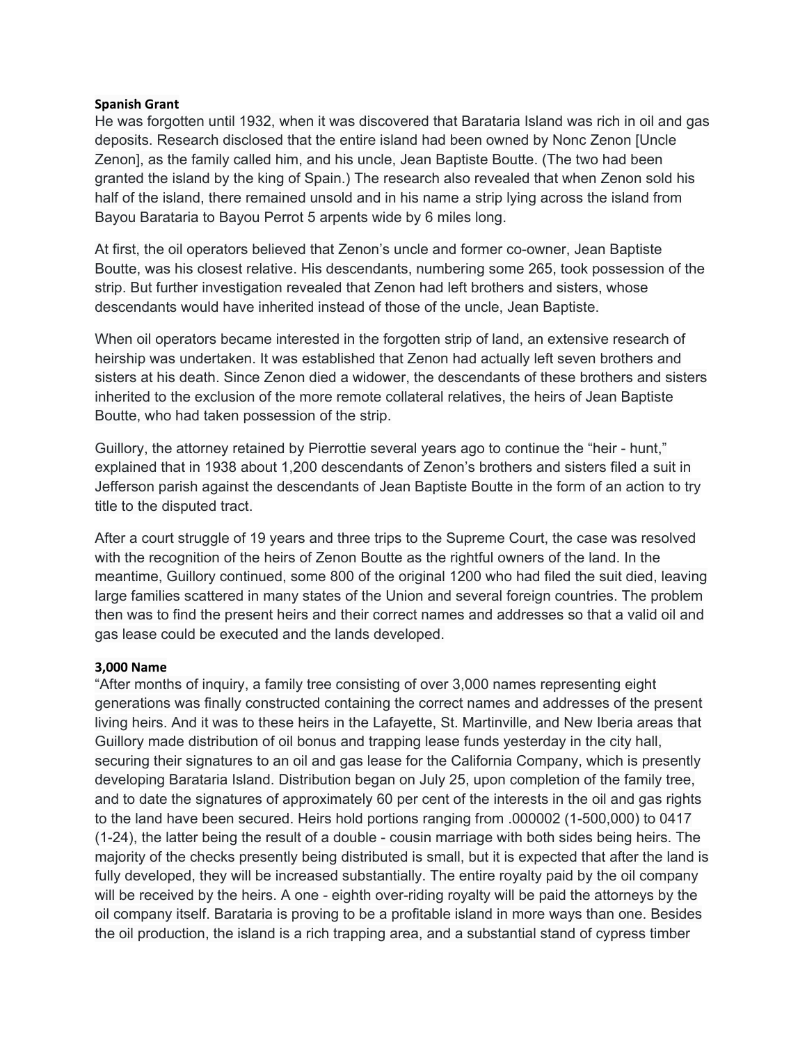**Spanish Grant**

He was forgotten until 1932, when it was discovered that Barataria Island was rich in oil and gas deposits. Research disclosed that the entire island had been owned by Nonc Zenon [Uncle Zenon], as the family called him, and his uncle, Jean Baptiste Boutte. (The two had been granted the island by the king of Spain.) The research also revealed that when Zenon sold his half of the island, there remained unsold and in his name a strip lying across the island from Bayou Barataria to Bayou Perrot 5 arpents wide by 6 miles long.

At first, the oil operators believed that Zenon's uncle and former co-owner, Jean Baptiste Boutte, was his closest relative. His descendants, numbering some 265, took possession of the strip. But further investigation revealed that Zenon had left brothers and sisters, whose descendants would have inherited instead of those of the uncle, Jean Baptiste.

When oil operators became interested in the forgotten strip of land, an extensive research of heirship was undertaken. It was established that Zenon had actually left seven brothers and sisters at his death. Since Zenon died a widower, the descendants of these brothers and sisters inherited to the exclusion of the more remote collateral relatives, the heirs of Jean Baptiste Boutte, who had taken possession of the strip.

Guillory, the attorney retained by Pierrottie several years ago to continue the "heir - hunt," explained that in 1938 about 1,200 descendants of Zenon's brothers and sisters filed a suit in Jefferson parish against the descendants of Jean Baptiste Boutte in the form of an action to try title to the disputed tract.

After a court struggle of 19 years and three trips to the Supreme Court, the case was resolved with the recognition of the heirs of Zenon Boutte as the rightful owners of the land. In the meantime, Guillory continued, some 800 of the original 1200 who had filed the suit died, leaving large families scattered in many states of the Union and several foreign countries. The problem then was to find the present heirs and their correct names and addresses so that a valid oil and gas lease could be executed and the lands developed.

**3,000 Name**

"After months of inquiry, a family tree consisting of over 3,000 names representing eight generations was finally constructed containing the correct names and addresses of the present living heirs. And it was to these heirs in the Lafayette, St. Martinville, and New Iberia areas that Guillory made distribution of oil bonus and trapping lease funds yesterday in the city hall, securing their signatures to an oil and gas lease for the California Company, which is presently developing Barataria Island. Distribution began on July 25, upon completion of the family tree, and to date the signatures of approximately 60 per cent of the interests in the oil and gas rights to the land have been secured. Heirs hold portions ranging from .000002 (1-500,000) to 0417 (1-24), the latter being the result of a double - cousin marriage with both sides being heirs. The majority of the checks presently being distributed is small, but it is expected that after the land is fully developed, they will be increased substantially. The entire royalty paid by the oil company will be received by the heirs. A one - eighth over-riding royalty will be paid the attorneys by the oil company itself. Barataria is proving to be a profitable island in more ways than one. Besides the oil production, the island is a rich trapping area, and a substantial stand of cypress timber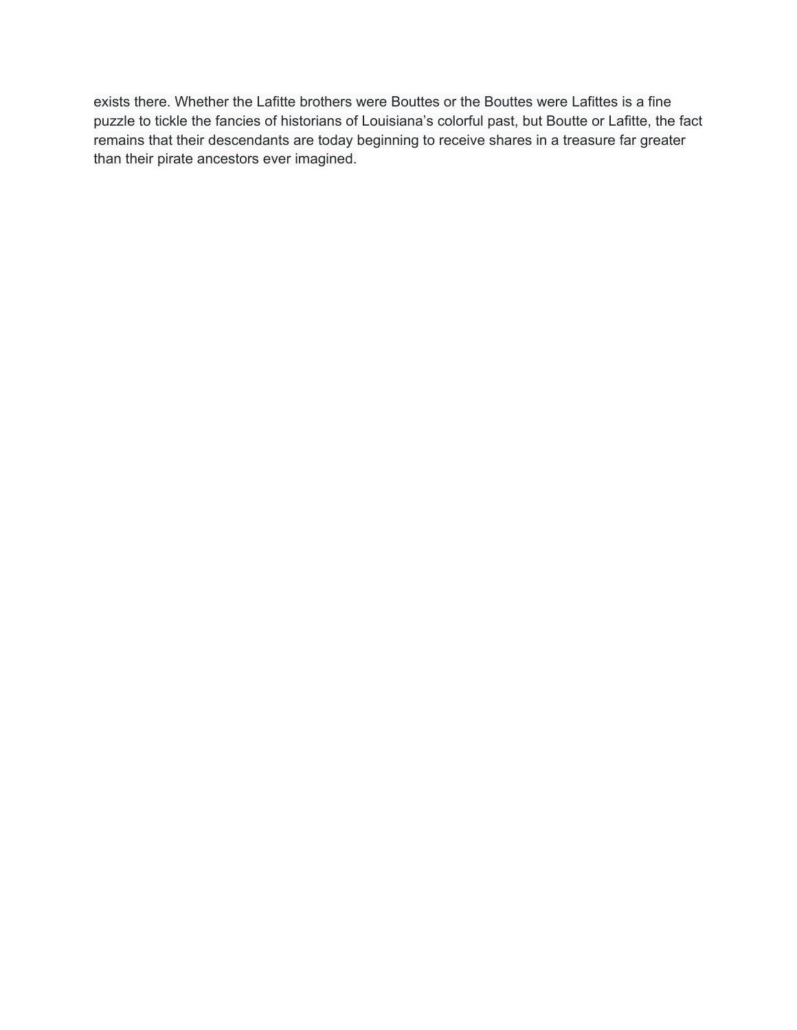exists there. Whether the Lafitte brothers were Bouttes or the Bouttes were Lafittes is a fine puzzle to tickle the fancies of historians of Louisiana's colorful past, but Boutte or Lafitte, the fact remains that their descendants are today beginning to receive shares in a treasure far greater than their pirate ancestors ever imagined.